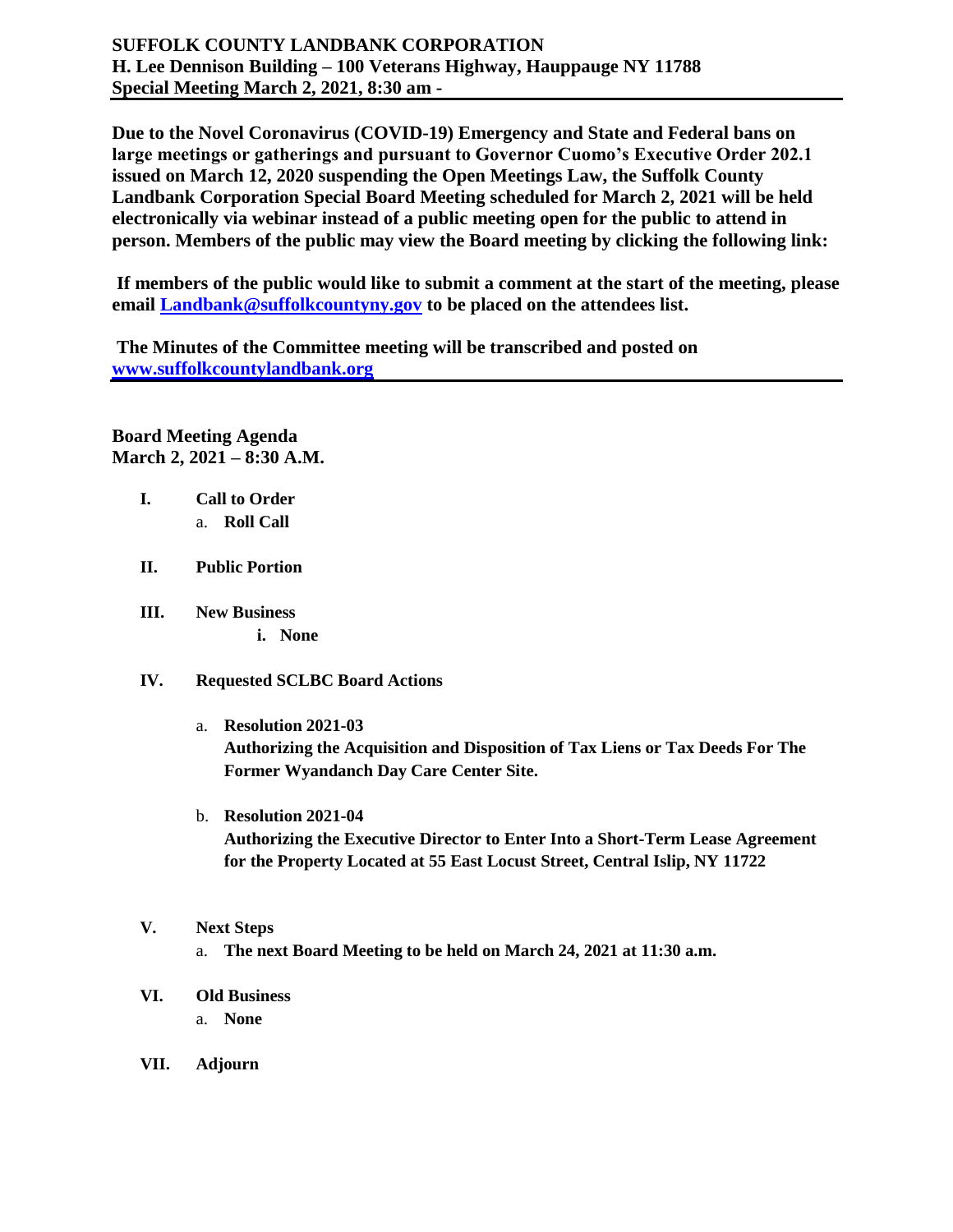**SUFFOLK COUNTY LANDBANK CORPORATION**
**H. Lee Dennison Building – 100 Veterans Highway, Hauppauge NY 11788**
**Special Meeting March 2, 2021, 8:30 am -**

**Due to the Novel Coronavirus (COVID-19) Emergency and State and Federal bans on large meetings or gatherings and pursuant to Governor Cuomo's Executive Order 202.1 issued on March 12, 2020 suspending the Open Meetings Law, the Suffolk County Landbank Corporation Special Board Meeting scheduled for March 2, 2021 will be held electronically via webinar instead of a public meeting open for the public to attend in person. Members of the public may view the Board meeting by clicking the following link:**

**If members of the public would like to submit a comment at the start of the meeting, please email [Landbank@suffolkcountyny.gov](mailto:Landbank@suffolkcountyny.gov) to be placed on the attendees list.**

**The Minutes of the Committee meeting will be transcribed and posted on [www.suffolkcountylandbank.org](http://www.suffolkcountylandbank.org)**

**Board Meeting Agenda**
**March 2, 2021 – 8:30 A.M.**

- **I. Call to Order**
  - a. **Roll Call**
- **II. Public Portion**
- **III. New Business**
  - i. **None**
- **IV. Requested SCLBC Board Actions**
  - a. **Resolution 2021-03**
    **Authorizing the Acquisition and Disposition of Tax Liens or Tax Deeds For The Former Wyandanch Day Care Center Site.**
  - b. **Resolution 2021-04**
    **Authorizing the Executive Director to Enter Into a Short-Term Lease Agreement for the Property Located at 55 East Locust Street, Central Islip, NY 11722**
- **V. Next Steps**
  - a. **The next Board Meeting to be held on March 24, 2021 at 11:30 a.m.**
- **VI. Old Business**
  - a. **None**
- **VII. Adjourn**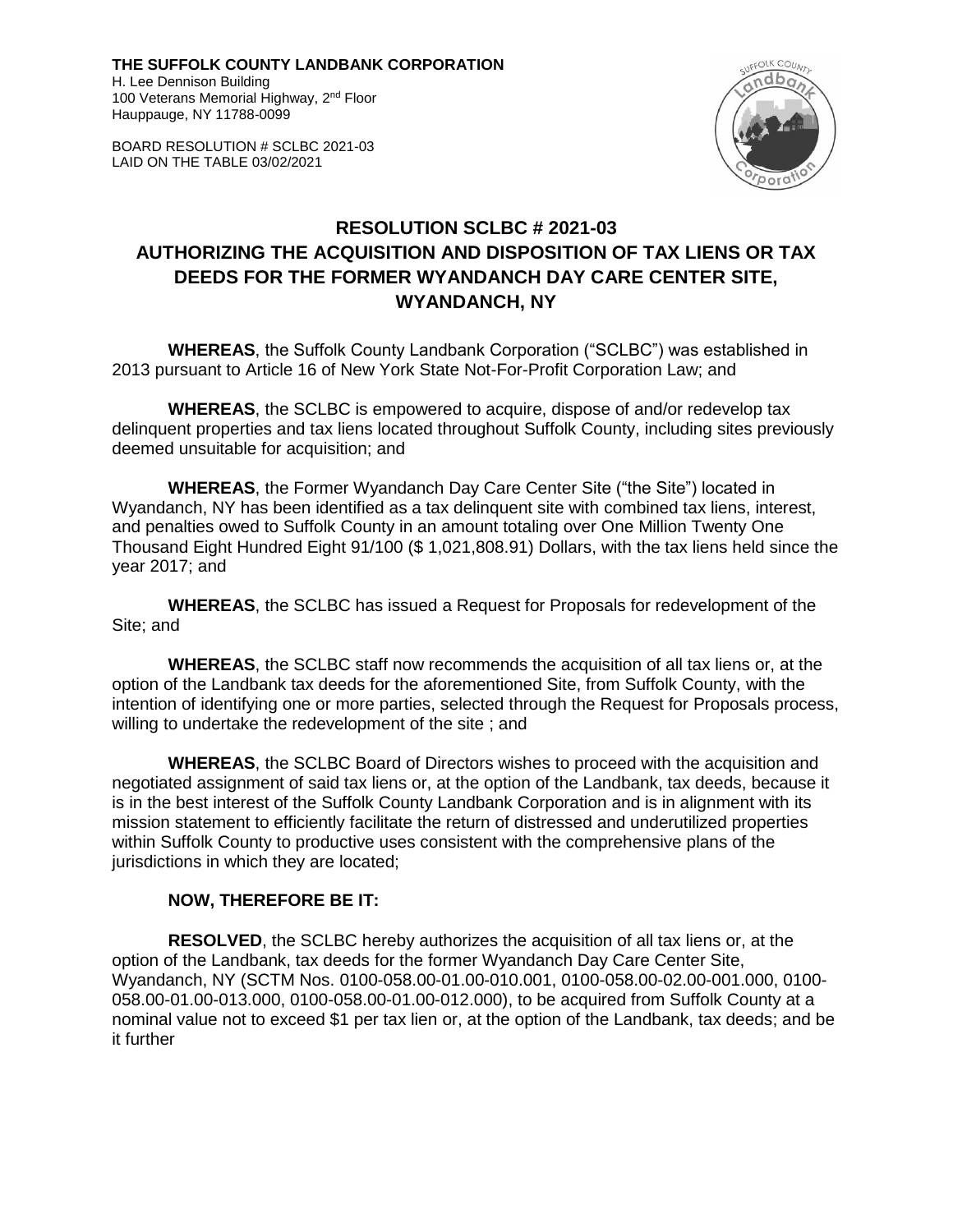**THE SUFFOLK COUNTY LANDBANK CORPORATION**
H. Lee Dennison Building
100 Veterans Memorial Highway, 2nd Floor
Hauppauge, NY 11788-0099

BOARD RESOLUTION # SCLBC 2021-03
LAID ON THE TABLE 03/02/2021

# RESOLUTION SCLBC # 2021-03
# AUTHORIZING THE ACQUISITION AND DISPOSITION OF TAX LIENS OR TAX DEEDS FOR THE FORMER WYANDANCH DAY CARE CENTER SITE, WYANDANCH, NY

**WHEREAS**, the Suffolk County Landbank Corporation ("SCLBC") was established in 2013 pursuant to Article 16 of New York State Not-For-Profit Corporation Law; and

**WHEREAS**, the SCLBC is empowered to acquire, dispose of and/or redevelop tax delinquent properties and tax liens located throughout Suffolk County, including sites previously deemed unsuitable for acquisition; and

**WHEREAS**, the Former Wyandanch Day Care Center Site ("the Site") located in Wyandanch, NY has been identified as a tax delinquent site with combined tax liens, interest, and penalties owed to Suffolk County in an amount totaling over One Million Twenty One Thousand Eight Hundred Eight 91/100 ($ 1,021,808.91) Dollars, with the tax liens held since the year 2017; and

**WHEREAS**, the SCLBC has issued a Request for Proposals for redevelopment of the Site; and

**WHEREAS**, the SCLBC staff now recommends the acquisition of all tax liens or, at the option of the Landbank tax deeds for the aforementioned Site, from Suffolk County, with the intention of identifying one or more parties, selected through the Request for Proposals process, willing to undertake the redevelopment of the site ; and

**WHEREAS**, the SCLBC Board of Directors wishes to proceed with the acquisition and negotiated assignment of said tax liens or, at the option of the Landbank, tax deeds, because it is in the best interest of the Suffolk County Landbank Corporation and is in alignment with its mission statement to efficiently facilitate the return of distressed and underutilized properties within Suffolk County to productive uses consistent with the comprehensive plans of the jurisdictions in which they are located;

**NOW, THEREFORE BE IT:**

**RESOLVED**, the SCLBC hereby authorizes the acquisition of all tax liens or, at the option of the Landbank, tax deeds for the former Wyandanch Day Care Center Site, Wyandanch, NY (SCTM Nos. 0100-058.00-01.00-010.001, 0100-058.00-02.00-001.000, 0100-058.00-01.00-013.000, 0100-058.00-01.00-012.000), to be acquired from Suffolk County at a nominal value not to exceed $1 per tax lien or, at the option of the Landbank, tax deeds; and be it further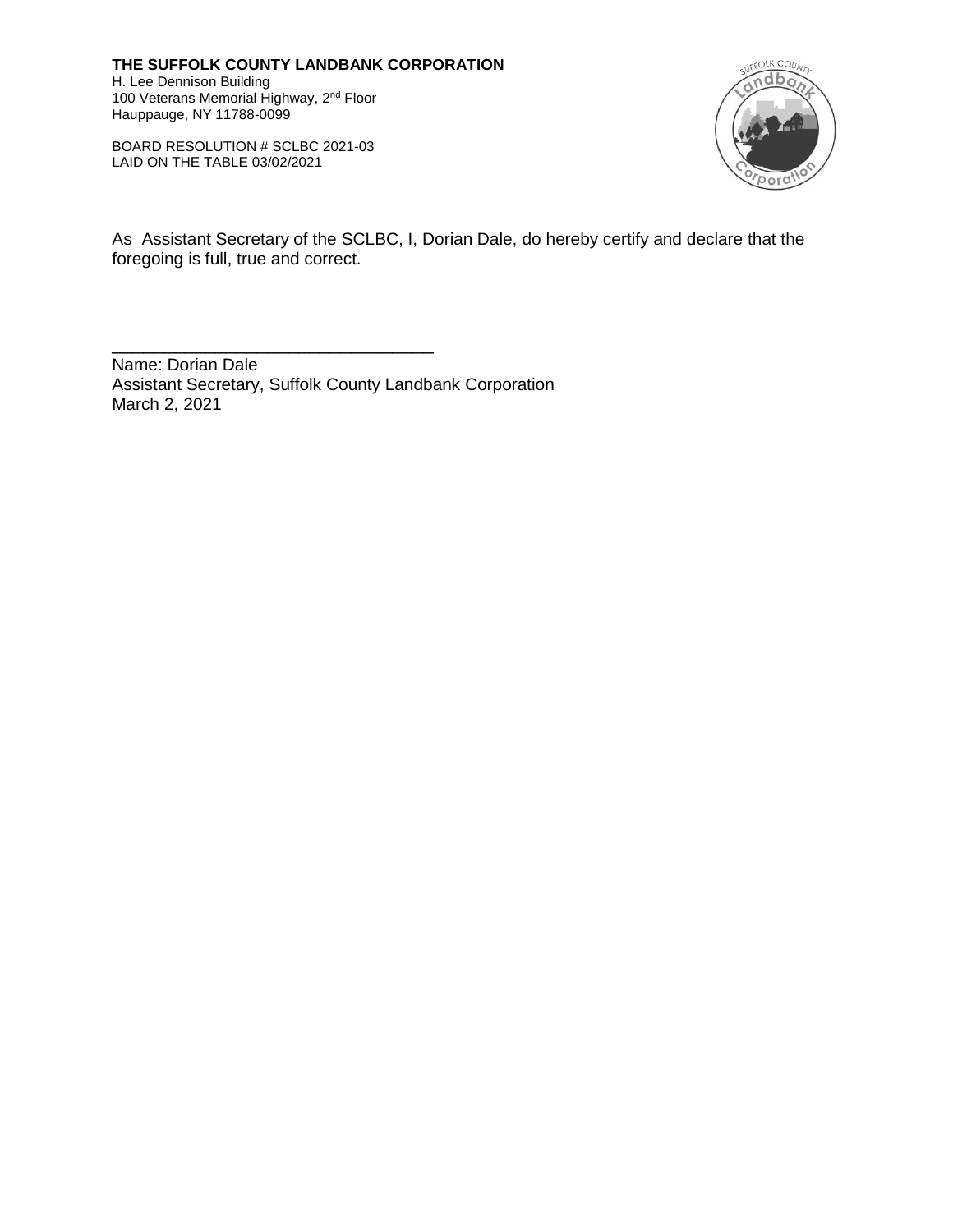**THE SUFFOLK COUNTY LANDBANK CORPORATION**
H. Lee Dennison Building
100 Veterans Memorial Highway, 2nd Floor
Hauppauge, NY 11788-0099

BOARD RESOLUTION # SCLBC 2021-03
LAID ON THE TABLE 03/02/2021

As Assistant Secretary of the SCLBC, I, Dorian Dale, do hereby certify and declare that the foregoing is full, true and correct.

___________________________________
Name: Dorian Dale
Assistant Secretary, Suffolk County Landbank Corporation
March 2, 2021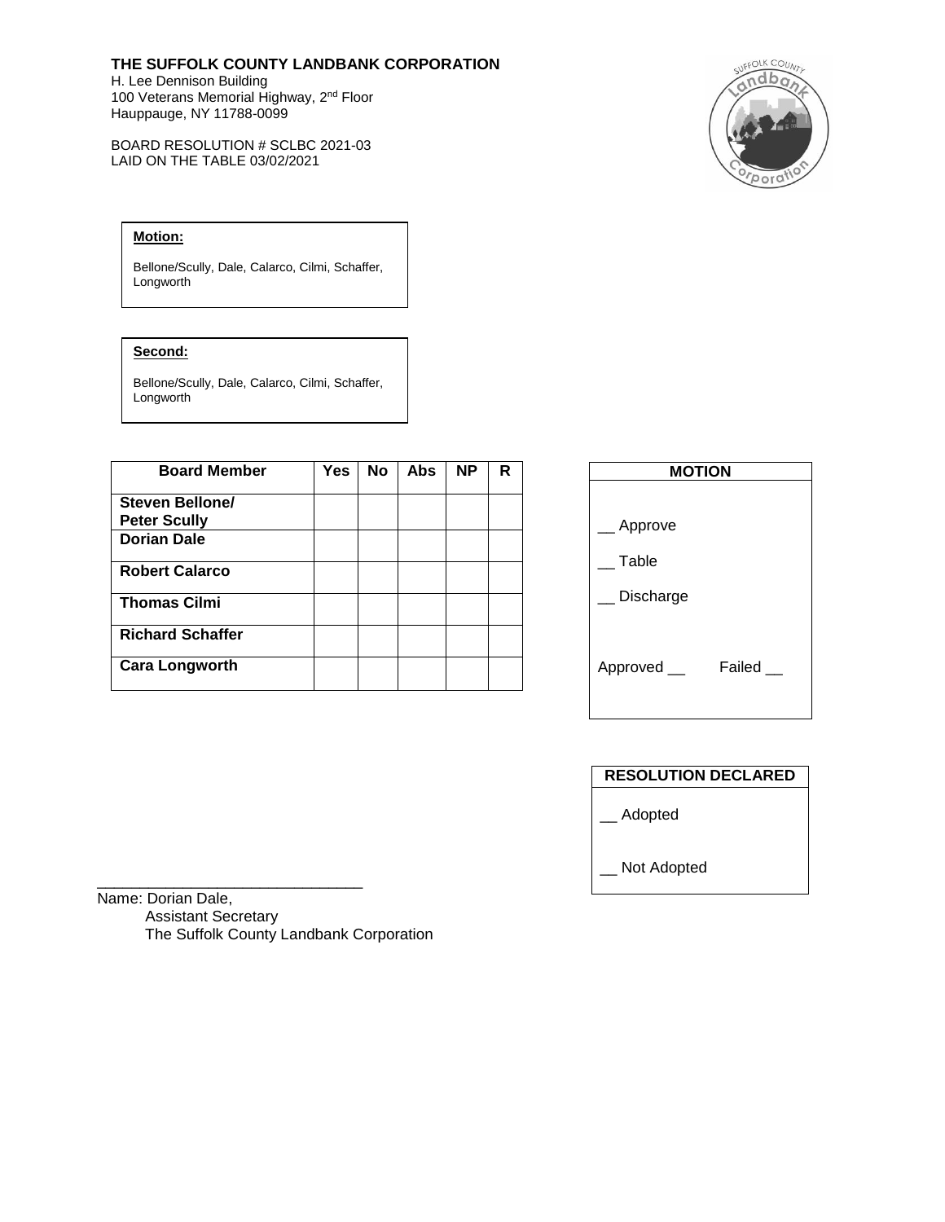**THE SUFFOLK COUNTY LANDBANK CORPORATION**
H. Lee Dennison Building
100 Veterans Memorial Highway, 2nd Floor
Hauppauge, NY 11788-0099

BOARD RESOLUTION # SCLBC 2021-03
LAID ON THE TABLE 03/02/2021

**Motion:**

Bellone/Scully, Dale, Calarco, Cilmi, Schaffer, Longworth

**Second:**

Bellone/Scully, Dale, Calarco, Cilmi, Schaffer, Longworth

| Board Member | Yes | No | Abs | NP | R |
|---|---|---|---|---|---|
| **Steven Bellone/ Peter Scully** | | | | | |
| **Dorian Dale** | | | | | |
| **Robert Calarco** | | | | | |
| **Thomas Cilmi** | | | | | |
| **Richard Schaffer** | | | | | |
| **Cara Longworth** | | | | | |

**MOTION**

__ Approve

__ Table

__ Discharge

Approved __ Failed __

**RESOLUTION DECLARED**

__ Adopted

__ Not Adopted

_______________________________
Name: Dorian Dale,
Assistant Secretary
The Suffolk County Landbank Corporation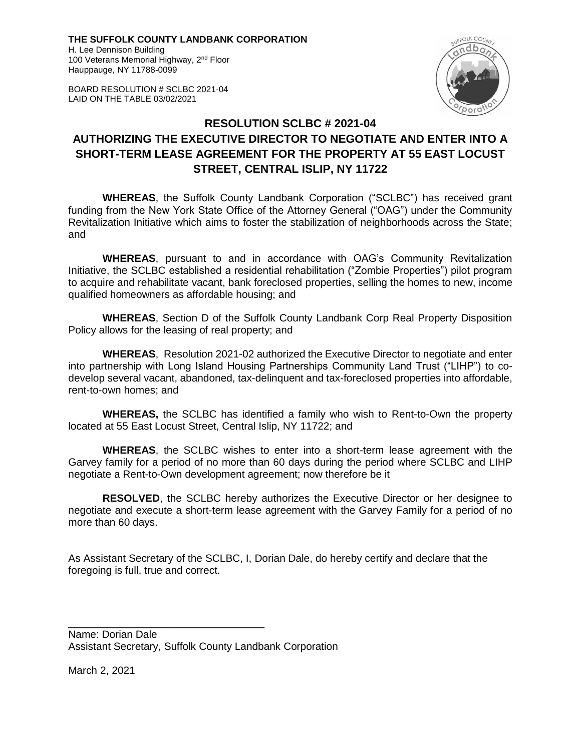**THE SUFFOLK COUNTY LANDBANK CORPORATION**
H. Lee Dennison Building
100 Veterans Memorial Highway, 2nd Floor
Hauppauge, NY 11788-0099

BOARD RESOLUTION # SCLBC 2021-04
LAID ON THE TABLE 03/02/2021

## RESOLUTION SCLBC # 2021-04

## AUTHORIZING THE EXECUTIVE DIRECTOR TO NEGOTIATE AND ENTER INTO A SHORT-TERM LEASE AGREEMENT FOR THE PROPERTY AT 55 EAST LOCUST STREET, CENTRAL ISLIP, NY 11722

**WHEREAS**, the Suffolk County Landbank Corporation ("SCLBC") has received grant funding from the New York State Office of the Attorney General ("OAG") under the Community Revitalization Initiative which aims to foster the stabilization of neighborhoods across the State; and

**WHEREAS**, pursuant to and in accordance with OAG's Community Revitalization Initiative, the SCLBC established a residential rehabilitation ("Zombie Properties") pilot program to acquire and rehabilitate vacant, bank foreclosed properties, selling the homes to new, income qualified homeowners as affordable housing; and

**WHEREAS**, Section D of the Suffolk County Landbank Corp Real Property Disposition Policy allows for the leasing of real property; and

**WHEREAS**, Resolution 2021-02 authorized the Executive Director to negotiate and enter into partnership with Long Island Housing Partnerships Community Land Trust ("LIHP") to co-develop several vacant, abandoned, tax-delinquent and tax-foreclosed properties into affordable, rent-to-own homes; and

**WHEREAS,** the SCLBC has identified a family who wish to Rent-to-Own the property located at 55 East Locust Street, Central Islip, NY 11722; and

**WHEREAS**, the SCLBC wishes to enter into a short-term lease agreement with the Garvey family for a period of no more than 60 days during the period where SCLBC and LIHP negotiate a Rent-to-Own development agreement; now therefore be it

**RESOLVED**, the SCLBC hereby authorizes the Executive Director or her designee to negotiate and execute a short-term lease agreement with the Garvey Family for a period of no more than 60 days.

As Assistant Secretary of the SCLBC, I, Dorian Dale, do hereby certify and declare that the foregoing is full, true and correct.

\_\_\_\_\_\_\_\_\_\_\_\_\_\_\_\_\_\_\_\_\_\_\_\_\_\_\_\_\_\_\_\_\_\_

Name: Dorian Dale
Assistant Secretary, Suffolk County Landbank Corporation

March 2, 2021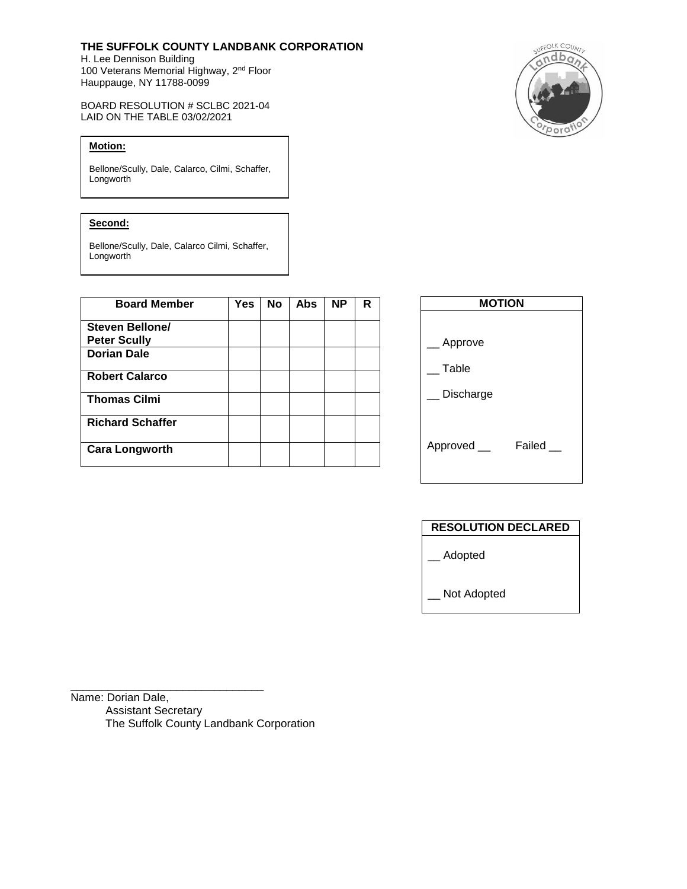**THE SUFFOLK COUNTY LANDBANK CORPORATION**
H. Lee Dennison Building
100 Veterans Memorial Highway, 2nd Floor
Hauppauge, NY 11788-0099

BOARD RESOLUTION # SCLBC 2021-04
LAID ON THE TABLE 03/02/2021

**Motion:**

Bellone/Scully, Dale, Calarco, Cilmi, Schaffer, Longworth

**Second:**

Bellone/Scully, Dale, Calarco Cilmi, Schaffer, Longworth

| Board Member | Yes | No | Abs | NP | R |
|---|---|---|---|---|---|
| **Steven Bellone/ Peter Scully** | | | | | |
| **Dorian Dale** | | | | | |
| **Robert Calarco** | | | | | |
| **Thomas Cilmi** | | | | | |
| **Richard Schaffer** | | | | | |
| **Cara Longworth** | | | | | |

**MOTION**

__ Approve

__ Table

__ Discharge

Approved __ Failed __

**RESOLUTION DECLARED**

__ Adopted

__ Not Adopted

_______________________________
Name: Dorian Dale,
Assistant Secretary
The Suffolk County Landbank Corporation